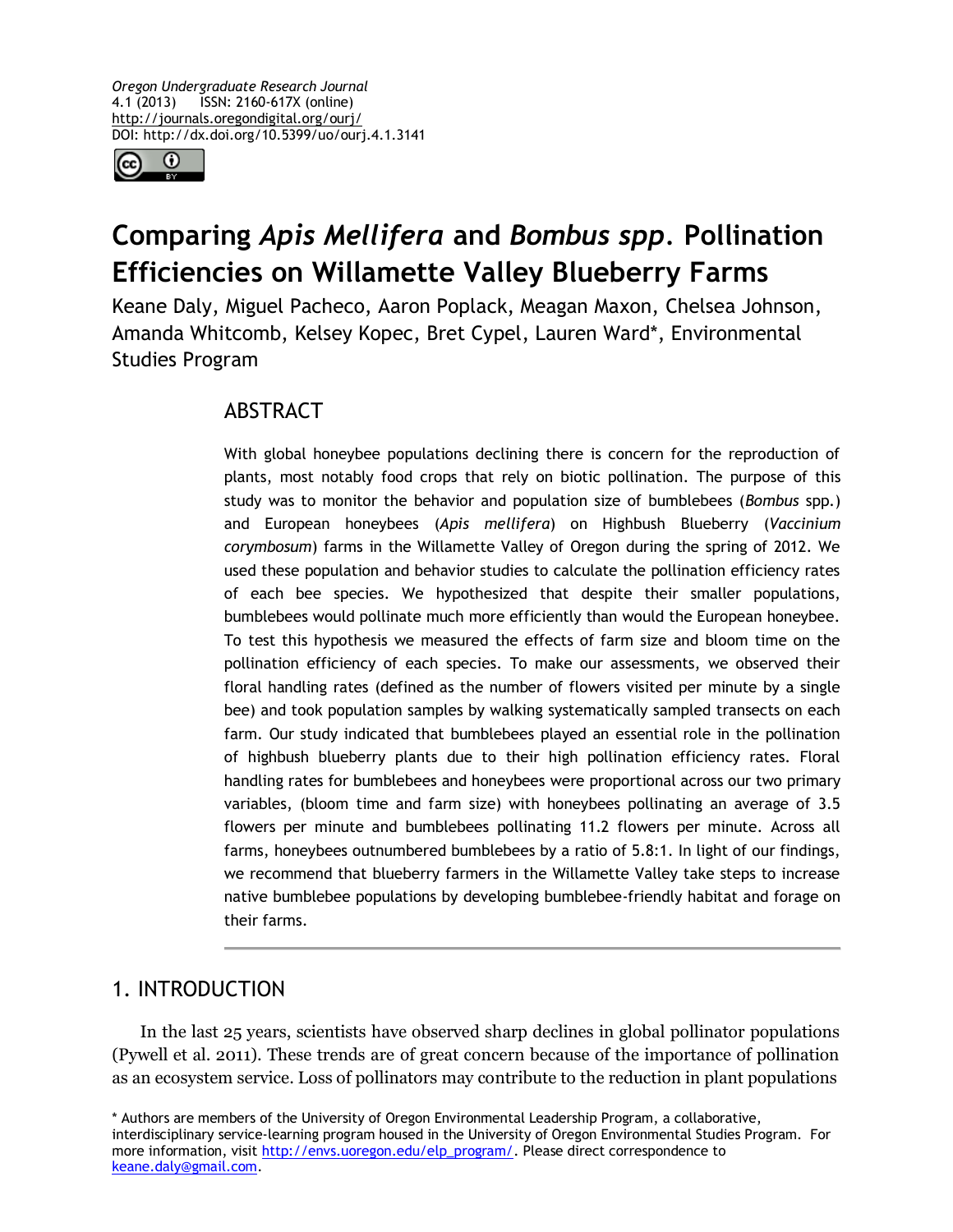*Oregon Undergraduate Research Journal*
4.1 (2013) ISSN: 2160-617X (online)
http://journals.oregondigital.org/ourj/
DOI: http://dx.doi.org/10.5399/uo/ourj.4.1.3141

# Comparing *Apis Mellifera* and *Bombus spp*. Pollination Efficiencies on Willamette Valley Blueberry Farms

Keane Daly, Miguel Pacheco, Aaron Poplack, Meagan Maxon, Chelsea Johnson, Amanda Whitcomb, Kelsey Kopec, Bret Cypel, Lauren Ward*, Environmental Studies Program

## ABSTRACT

With global honeybee populations declining there is concern for the reproduction of plants, most notably food crops that rely on biotic pollination. The purpose of this study was to monitor the behavior and population size of bumblebees (*Bombus* spp.) and European honeybees (*Apis mellifera*) on Highbush Blueberry (*Vaccinium corymbosum*) farms in the Willamette Valley of Oregon during the spring of 2012. We used these population and behavior studies to calculate the pollination efficiency rates of each bee species. We hypothesized that despite their smaller populations, bumblebees would pollinate much more efficiently than would the European honeybee. To test this hypothesis we measured the effects of farm size and bloom time on the pollination efficiency of each species. To make our assessments, we observed their floral handling rates (defined as the number of flowers visited per minute by a single bee) and took population samples by walking systematically sampled transects on each farm. Our study indicated that bumblebees played an essential role in the pollination of highbush blueberry plants due to their high pollination efficiency rates. Floral handling rates for bumblebees and honeybees were proportional across our two primary variables, (bloom time and farm size) with honeybees pollinating an average of 3.5 flowers per minute and bumblebees pollinating 11.2 flowers per minute. Across all farms, honeybees outnumbered bumblebees by a ratio of 5.8:1. In light of our findings, we recommend that blueberry farmers in the Willamette Valley take steps to increase native bumblebee populations by developing bumblebee-friendly habitat and forage on their farms.

## 1. INTRODUCTION

In the last 25 years, scientists have observed sharp declines in global pollinator populations (Pywell et al. 2011). These trends are of great concern because of the importance of pollination as an ecosystem service. Loss of pollinators may contribute to the reduction in plant populations

\* Authors are members of the University of Oregon Environmental Leadership Program, a collaborative, interdisciplinary service-learning program housed in the University of Oregon Environmental Studies Program. For more information, visit http://envs.uoregon.edu/elp_program/. Please direct correspondence to keane.daly@gmail.com.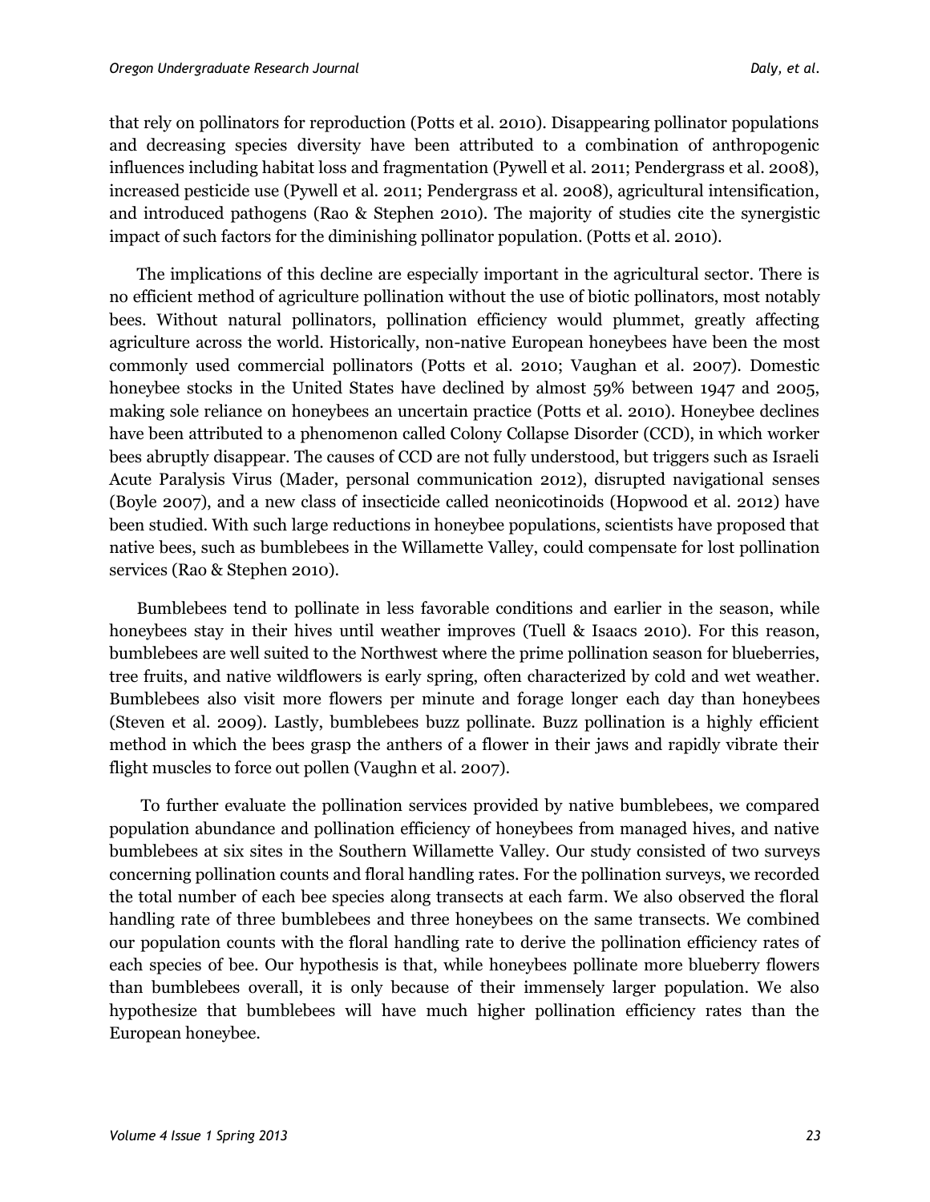that rely on pollinators for reproduction (Potts et al. 2010). Disappearing pollinator populations and decreasing species diversity have been attributed to a combination of anthropogenic influences including habitat loss and fragmentation (Pywell et al. 2011; Pendergrass et al. 2008), increased pesticide use (Pywell et al. 2011; Pendergrass et al. 2008), agricultural intensification, and introduced pathogens (Rao & Stephen 2010). The majority of studies cite the synergistic impact of such factors for the diminishing pollinator population. (Potts et al. 2010).

The implications of this decline are especially important in the agricultural sector. There is no efficient method of agriculture pollination without the use of biotic pollinators, most notably bees. Without natural pollinators, pollination efficiency would plummet, greatly affecting agriculture across the world. Historically, non-native European honeybees have been the most commonly used commercial pollinators (Potts et al. 2010; Vaughan et al. 2007). Domestic honeybee stocks in the United States have declined by almost 59% between 1947 and 2005, making sole reliance on honeybees an uncertain practice (Potts et al. 2010). Honeybee declines have been attributed to a phenomenon called Colony Collapse Disorder (CCD), in which worker bees abruptly disappear. The causes of CCD are not fully understood, but triggers such as Israeli Acute Paralysis Virus (Mader, personal communication 2012), disrupted navigational senses (Boyle 2007), and a new class of insecticide called neonicotinoids (Hopwood et al. 2012) have been studied. With such large reductions in honeybee populations, scientists have proposed that native bees, such as bumblebees in the Willamette Valley, could compensate for lost pollination services (Rao & Stephen 2010).

Bumblebees tend to pollinate in less favorable conditions and earlier in the season, while honeybees stay in their hives until weather improves (Tuell & Isaacs 2010). For this reason, bumblebees are well suited to the Northwest where the prime pollination season for blueberries, tree fruits, and native wildflowers is early spring, often characterized by cold and wet weather. Bumblebees also visit more flowers per minute and forage longer each day than honeybees (Steven et al. 2009). Lastly, bumblebees buzz pollinate. Buzz pollination is a highly efficient method in which the bees grasp the anthers of a flower in their jaws and rapidly vibrate their flight muscles to force out pollen (Vaughn et al. 2007).

To further evaluate the pollination services provided by native bumblebees, we compared population abundance and pollination efficiency of honeybees from managed hives, and native bumblebees at six sites in the Southern Willamette Valley. Our study consisted of two surveys concerning pollination counts and floral handling rates. For the pollination surveys, we recorded the total number of each bee species along transects at each farm. We also observed the floral handling rate of three bumblebees and three honeybees on the same transects. We combined our population counts with the floral handling rate to derive the pollination efficiency rates of each species of bee. Our hypothesis is that, while honeybees pollinate more blueberry flowers than bumblebees overall, it is only because of their immensely larger population. We also hypothesize that bumblebees will have much higher pollination efficiency rates than the European honeybee.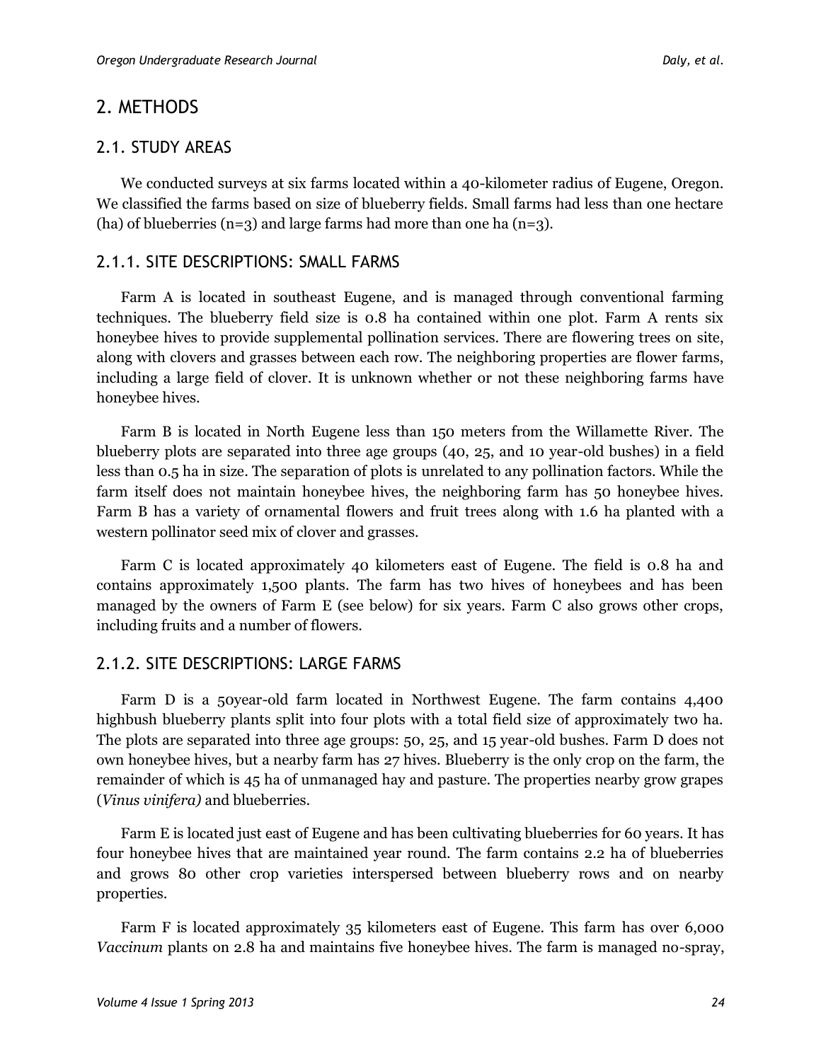## 2. METHODS

### 2.1. STUDY AREAS

We conducted surveys at six farms located within a 40-kilometer radius of Eugene, Oregon. We classified the farms based on size of blueberry fields. Small farms had less than one hectare (ha) of blueberries (n=3) and large farms had more than one ha (n=3).

#### 2.1.1. SITE DESCRIPTIONS: SMALL FARMS

Farm A is located in southeast Eugene, and is managed through conventional farming techniques. The blueberry field size is 0.8 ha contained within one plot. Farm A rents six honeybee hives to provide supplemental pollination services. There are flowering trees on site, along with clovers and grasses between each row. The neighboring properties are flower farms, including a large field of clover. It is unknown whether or not these neighboring farms have honeybee hives.

Farm B is located in North Eugene less than 150 meters from the Willamette River. The blueberry plots are separated into three age groups (40, 25, and 10 year-old bushes) in a field less than 0.5 ha in size. The separation of plots is unrelated to any pollination factors. While the farm itself does not maintain honeybee hives, the neighboring farm has 50 honeybee hives. Farm B has a variety of ornamental flowers and fruit trees along with 1.6 ha planted with a western pollinator seed mix of clover and grasses.

Farm C is located approximately 40 kilometers east of Eugene. The field is 0.8 ha and contains approximately 1,500 plants. The farm has two hives of honeybees and has been managed by the owners of Farm E (see below) for six years. Farm C also grows other crops, including fruits and a number of flowers.

#### 2.1.2. SITE DESCRIPTIONS: LARGE FARMS

Farm D is a 50year-old farm located in Northwest Eugene. The farm contains 4,400 highbush blueberry plants split into four plots with a total field size of approximately two ha. The plots are separated into three age groups: 50, 25, and 15 year-old bushes. Farm D does not own honeybee hives, but a nearby farm has 27 hives. Blueberry is the only crop on the farm, the remainder of which is 45 ha of unmanaged hay and pasture. The properties nearby grow grapes (*Vinus vinifera)* and blueberries.

Farm E is located just east of Eugene and has been cultivating blueberries for 60 years. It has four honeybee hives that are maintained year round. The farm contains 2.2 ha of blueberries and grows 80 other crop varieties interspersed between blueberry rows and on nearby properties.

Farm F is located approximately 35 kilometers east of Eugene. This farm has over 6,000 *Vaccinum* plants on 2.8 ha and maintains five honeybee hives. The farm is managed no-spray,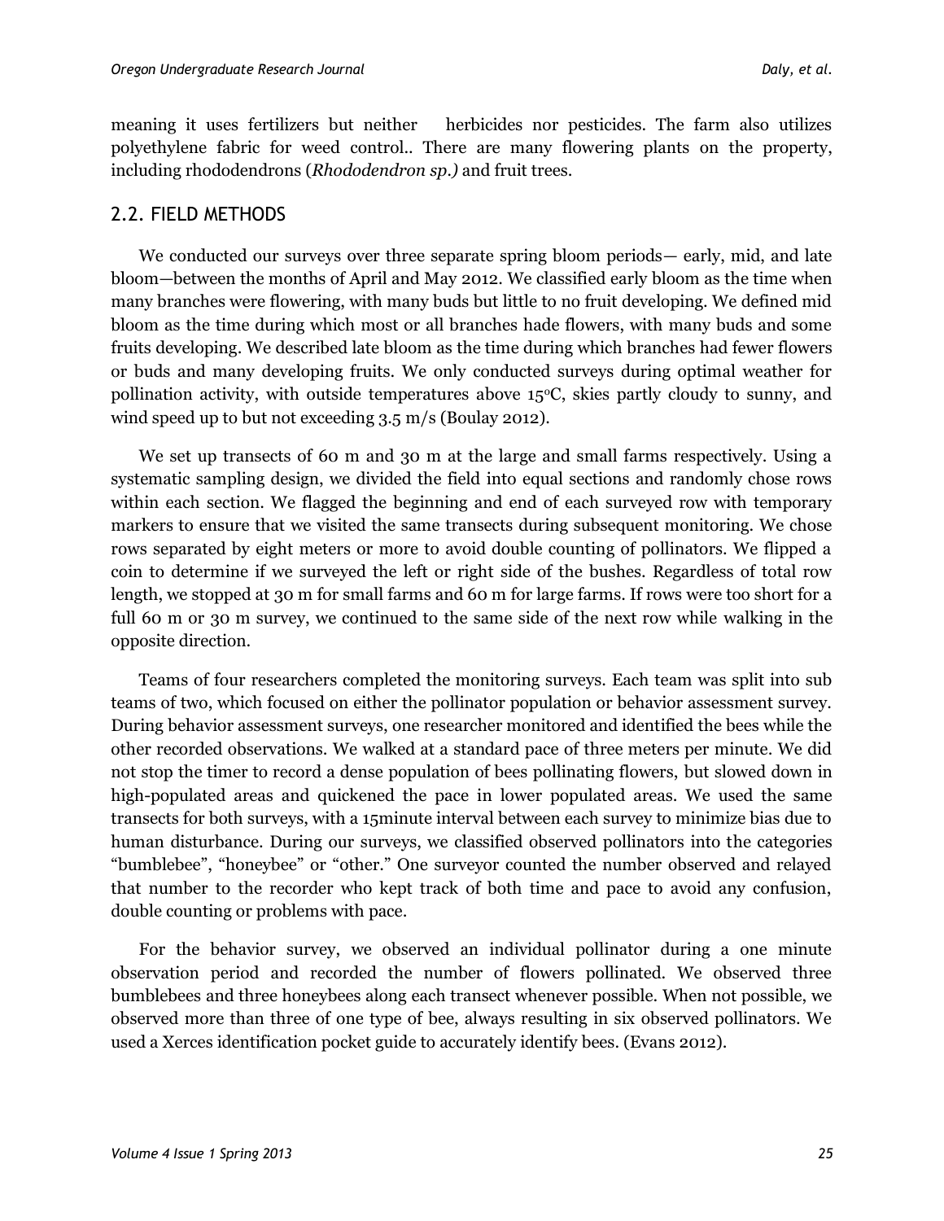meaning it uses fertilizers but neither herbicides nor pesticides. The farm also utilizes polyethylene fabric for weed control.. There are many flowering plants on the property, including rhododendrons (*Rhododendron sp.)* and fruit trees.

## 2.2. FIELD METHODS

We conducted our surveys over three separate spring bloom periods— early, mid, and late bloom—between the months of April and May 2012. We classified early bloom as the time when many branches were flowering, with many buds but little to no fruit developing. We defined mid bloom as the time during which most or all branches hade flowers, with many buds and some fruits developing. We described late bloom as the time during which branches had fewer flowers or buds and many developing fruits. We only conducted surveys during optimal weather for pollination activity, with outside temperatures above 15°C, skies partly cloudy to sunny, and wind speed up to but not exceeding 3.5 m/s (Boulay 2012).

We set up transects of 60 m and 30 m at the large and small farms respectively. Using a systematic sampling design, we divided the field into equal sections and randomly chose rows within each section. We flagged the beginning and end of each surveyed row with temporary markers to ensure that we visited the same transects during subsequent monitoring. We chose rows separated by eight meters or more to avoid double counting of pollinators. We flipped a coin to determine if we surveyed the left or right side of the bushes. Regardless of total row length, we stopped at 30 m for small farms and 60 m for large farms. If rows were too short for a full 60 m or 30 m survey, we continued to the same side of the next row while walking in the opposite direction.

Teams of four researchers completed the monitoring surveys. Each team was split into sub teams of two, which focused on either the pollinator population or behavior assessment survey. During behavior assessment surveys, one researcher monitored and identified the bees while the other recorded observations. We walked at a standard pace of three meters per minute. We did not stop the timer to record a dense population of bees pollinating flowers, but slowed down in high-populated areas and quickened the pace in lower populated areas. We used the same transects for both surveys, with a 15minute interval between each survey to minimize bias due to human disturbance. During our surveys, we classified observed pollinators into the categories "bumblebee", "honeybee" or "other." One surveyor counted the number observed and relayed that number to the recorder who kept track of both time and pace to avoid any confusion, double counting or problems with pace.

For the behavior survey, we observed an individual pollinator during a one minute observation period and recorded the number of flowers pollinated. We observed three bumblebees and three honeybees along each transect whenever possible. When not possible, we observed more than three of one type of bee, always resulting in six observed pollinators. We used a Xerces identification pocket guide to accurately identify bees. (Evans 2012).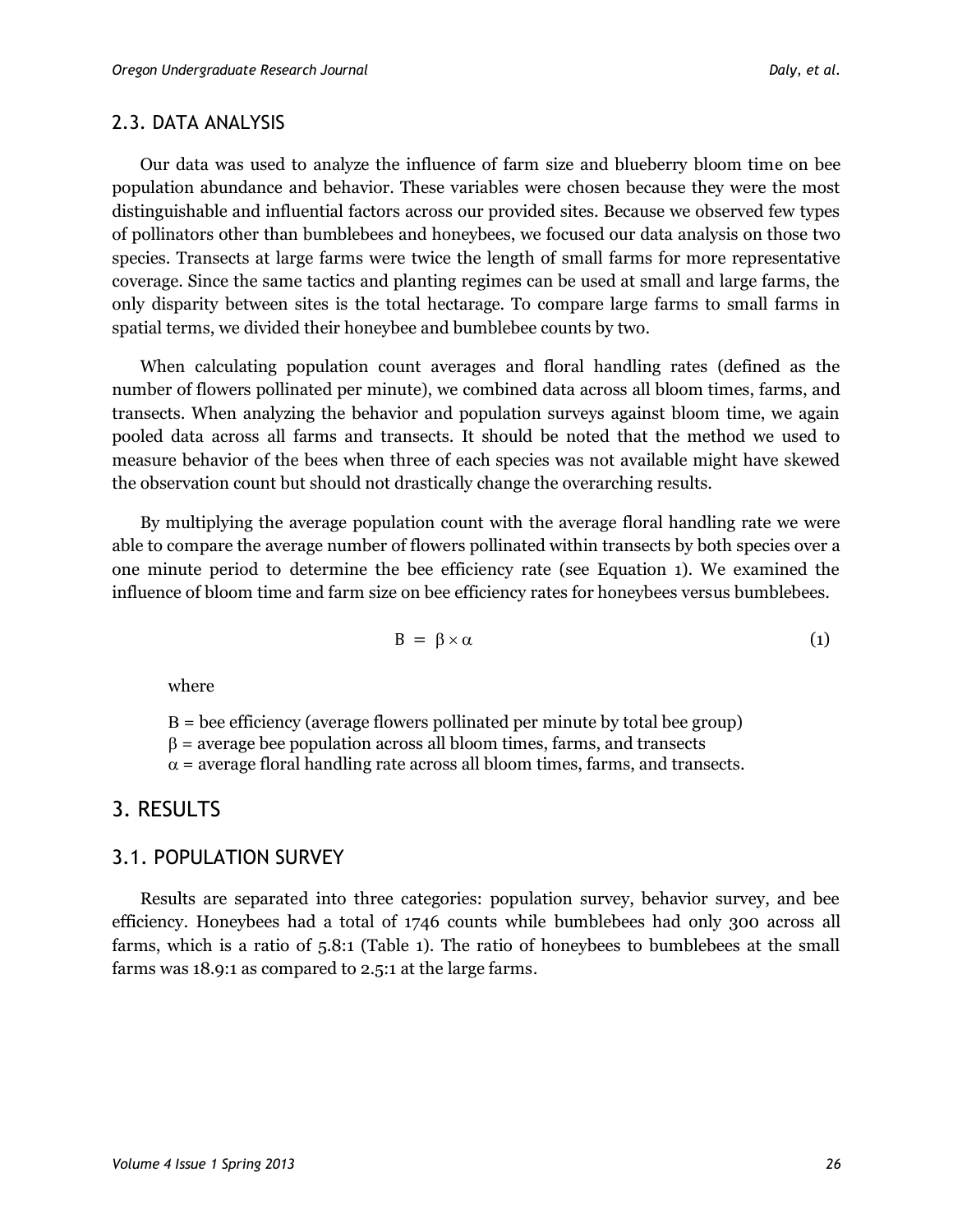## 2.3. DATA ANALYSIS

Our data was used to analyze the influence of farm size and blueberry bloom time on bee population abundance and behavior. These variables were chosen because they were the most distinguishable and influential factors across our provided sites. Because we observed few types of pollinators other than bumblebees and honeybees, we focused our data analysis on those two species. Transects at large farms were twice the length of small farms for more representative coverage. Since the same tactics and planting regimes can be used at small and large farms, the only disparity between sites is the total hectarage. To compare large farms to small farms in spatial terms, we divided their honeybee and bumblebee counts by two.

When calculating population count averages and floral handling rates (defined as the number of flowers pollinated per minute), we combined data across all bloom times, farms, and transects. When analyzing the behavior and population surveys against bloom time, we again pooled data across all farms and transects. It should be noted that the method we used to measure behavior of the bees when three of each species was not available might have skewed the observation count but should not drastically change the overarching results.

By multiplying the average population count with the average floral handling rate we were able to compare the average number of flowers pollinated within transects by both species over a one minute period to determine the bee efficiency rate (see Equation 1). We examined the influence of bloom time and farm size on bee efficiency rates for honeybees versus bumblebees.

$$\mathrm{B} = \beta \times \alpha \tag{1}$$

where

B = bee efficiency (average flowers pollinated per minute by total bee group)
$\beta$ = average bee population across all bloom times, farms, and transects
$\alpha$ = average floral handling rate across all bloom times, farms, and transects.

# 3. RESULTS

## 3.1. POPULATION SURVEY

Results are separated into three categories: population survey, behavior survey, and bee efficiency. Honeybees had a total of 1746 counts while bumblebees had only 300 across all farms, which is a ratio of 5.8:1 (Table 1). The ratio of honeybees to bumblebees at the small farms was 18.9:1 as compared to 2.5:1 at the large farms.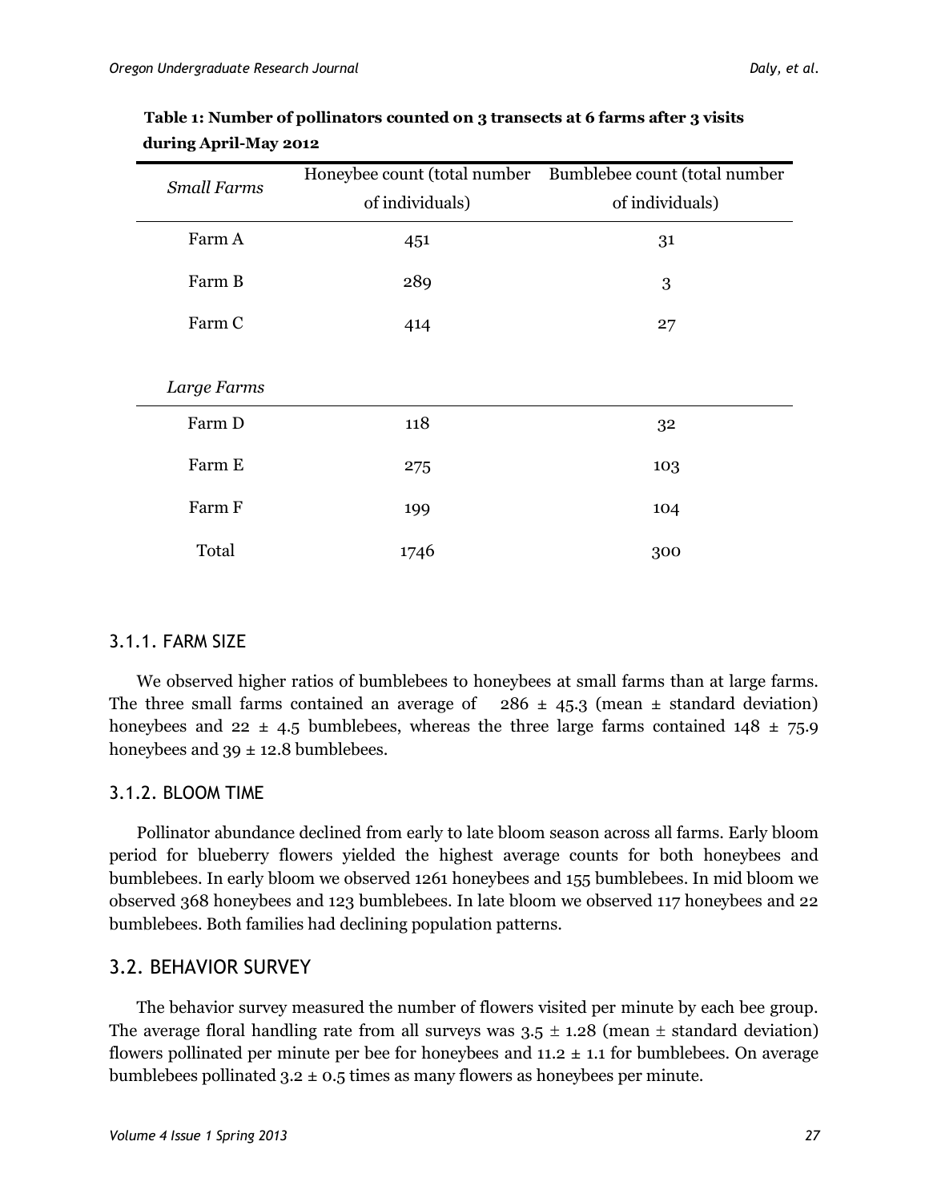**Table 1: Number of pollinators counted on 3 transects at 6 farms after 3 visits during April-May 2012**

| *Small Farms* | Honeybee count (total number of individuals) | Bumblebee count (total number of individuals) |
|---|---|---|
| Farm A | 451 | 31 |
| Farm B | 289 | 3 |
| Farm C | 414 | 27 |
| *Large Farms* | | |
| Farm D | 118 | 32 |
| Farm E | 275 | 103 |
| Farm F | 199 | 104 |
| Total | 1746 | 300 |

### 3.1.1. FARM SIZE

We observed higher ratios of bumblebees to honeybees at small farms than at large farms. The three small farms contained an average of 286 ± 45.3 (mean ± standard deviation) honeybees and 22 ± 4.5 bumblebees, whereas the three large farms contained 148 ± 75.9 honeybees and 39 ± 12.8 bumblebees.

### 3.1.2. BLOOM TIME

Pollinator abundance declined from early to late bloom season across all farms. Early bloom period for blueberry flowers yielded the highest average counts for both honeybees and bumblebees. In early bloom we observed 1261 honeybees and 155 bumblebees. In mid bloom we observed 368 honeybees and 123 bumblebees. In late bloom we observed 117 honeybees and 22 bumblebees. Both families had declining population patterns.

## 3.2. BEHAVIOR SURVEY

The behavior survey measured the number of flowers visited per minute by each bee group. The average floral handling rate from all surveys was 3.5 ± 1.28 (mean ± standard deviation) flowers pollinated per minute per bee for honeybees and 11.2 ± 1.1 for bumblebees. On average bumblebees pollinated 3.2 ± 0.5 times as many flowers as honeybees per minute.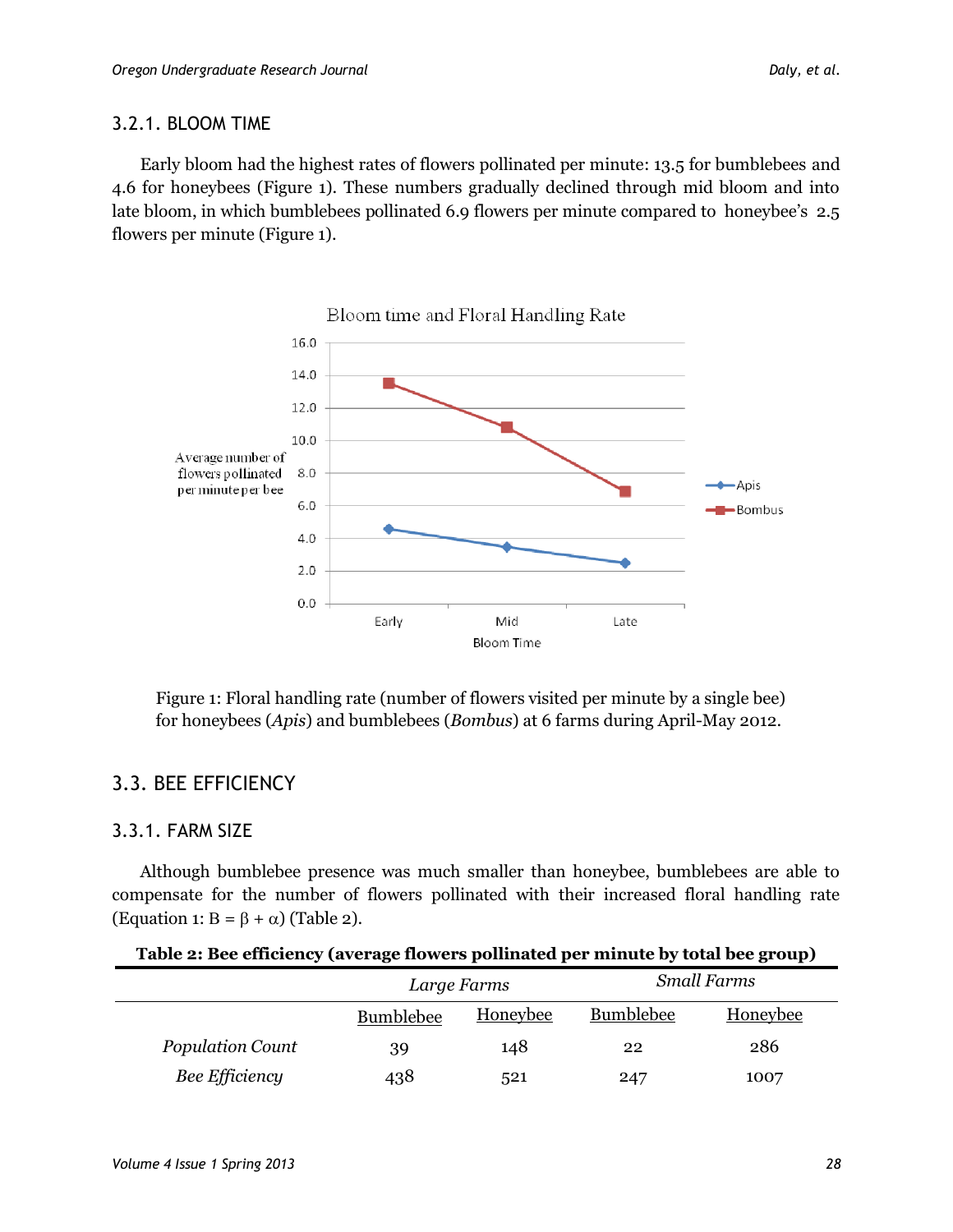### 3.2.1. BLOOM TIME

Early bloom had the highest rates of flowers pollinated per minute: 13.5 for bumblebees and 4.6 for honeybees (Figure 1). These numbers gradually declined through mid bloom and into late bloom, in which bumblebees pollinated 6.9 flowers per minute compared to honeybee's 2.5 flowers per minute (Figure 1).

Figure 1: Floral handling rate (number of flowers visited per minute by a single bee) for honeybees (*Apis*) and bumblebees (*Bombus*) at 6 farms during April-May 2012.

## 3.3. BEE EFFICIENCY

### 3.3.1. FARM SIZE

Although bumblebee presence was much smaller than honeybee, bumblebees are able to compensate for the number of flowers pollinated with their increased floral handling rate (Equation 1: $B = \beta + \alpha$) (Table 2).

**Table 2: Bee efficiency (average flowers pollinated per minute by total bee group)**

| | *Large Farms* | | *Small Farms* | |
|---|---|---|---|---|
| | Bumblebee | Honeybee | Bumblebee | Honeybee |
| *Population Count* | 39 | 148 | 22 | 286 |
| *Bee Efficiency* | 438 | 521 | 247 | 1007 |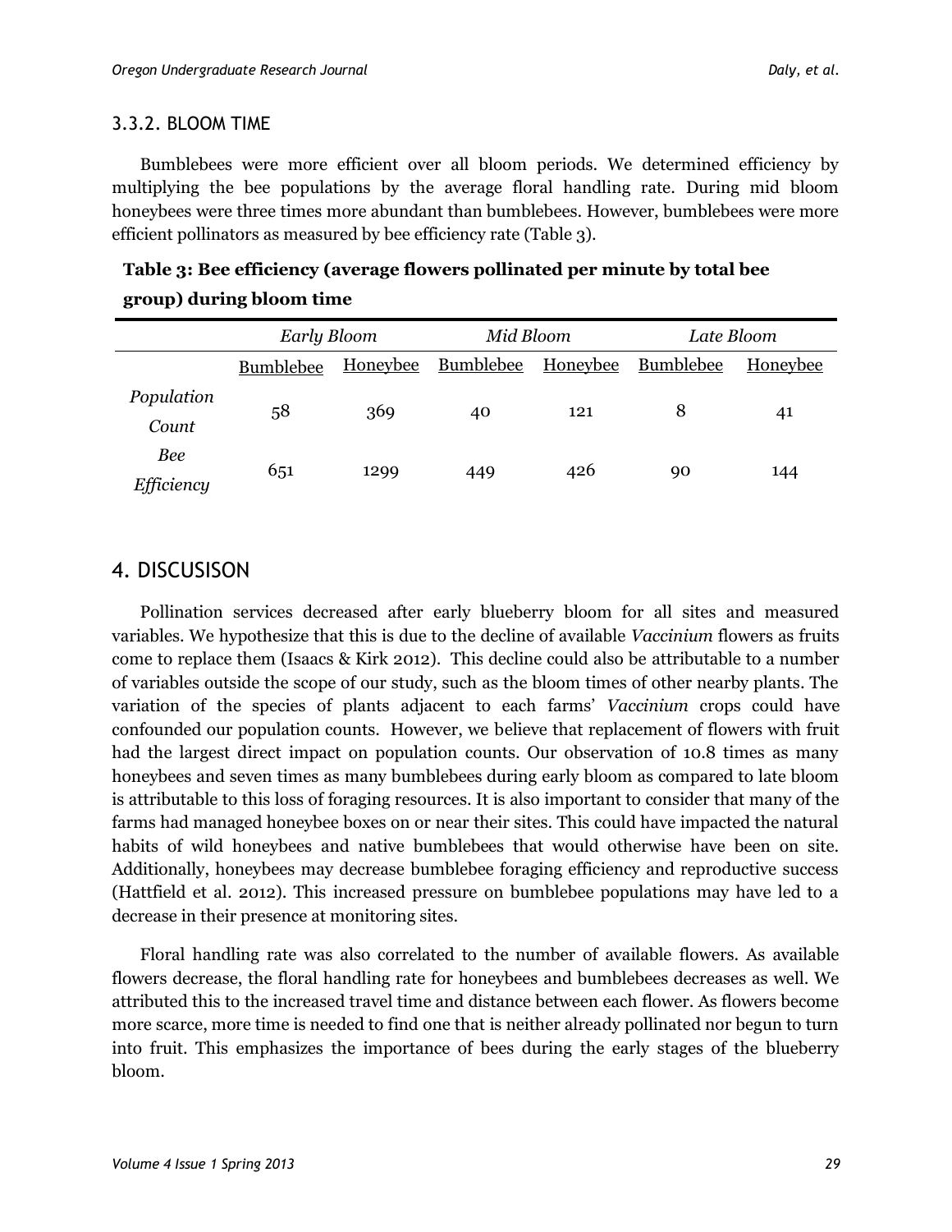### 3.3.2. BLOOM TIME

Bumblebees were more efficient over all bloom periods. We determined efficiency by multiplying the bee populations by the average floral handling rate. During mid bloom honeybees were three times more abundant than bumblebees. However, bumblebees were more efficient pollinators as measured by bee efficiency rate (Table 3).

**Table 3: Bee efficiency (average flowers pollinated per minute by total bee group) during bloom time**

| | *Early Bloom* | | *Mid Bloom* | | *Late Bloom* | |
|---|---|---|---|---|---|---|
| | Bumblebee | Honeybee | Bumblebee | Honeybee | Bumblebee | Honeybee |
| *Population Count* | 58 | 369 | 40 | 121 | 8 | 41 |
| *Bee Efficiency* | 651 | 1299 | 449 | 426 | 90 | 144 |

## 4. DISCUSISON

Pollination services decreased after early blueberry bloom for all sites and measured variables. We hypothesize that this is due to the decline of available *Vaccinium* flowers as fruits come to replace them (Isaacs & Kirk 2012). This decline could also be attributable to a number of variables outside the scope of our study, such as the bloom times of other nearby plants. The variation of the species of plants adjacent to each farms' *Vaccinium* crops could have confounded our population counts. However, we believe that replacement of flowers with fruit had the largest direct impact on population counts. Our observation of 10.8 times as many honeybees and seven times as many bumblebees during early bloom as compared to late bloom is attributable to this loss of foraging resources. It is also important to consider that many of the farms had managed honeybee boxes on or near their sites. This could have impacted the natural habits of wild honeybees and native bumblebees that would otherwise have been on site. Additionally, honeybees may decrease bumblebee foraging efficiency and reproductive success (Hattfield et al. 2012). This increased pressure on bumblebee populations may have led to a decrease in their presence at monitoring sites.

Floral handling rate was also correlated to the number of available flowers. As available flowers decrease, the floral handling rate for honeybees and bumblebees decreases as well. We attributed this to the increased travel time and distance between each flower. As flowers become more scarce, more time is needed to find one that is neither already pollinated nor begun to turn into fruit. This emphasizes the importance of bees during the early stages of the blueberry bloom.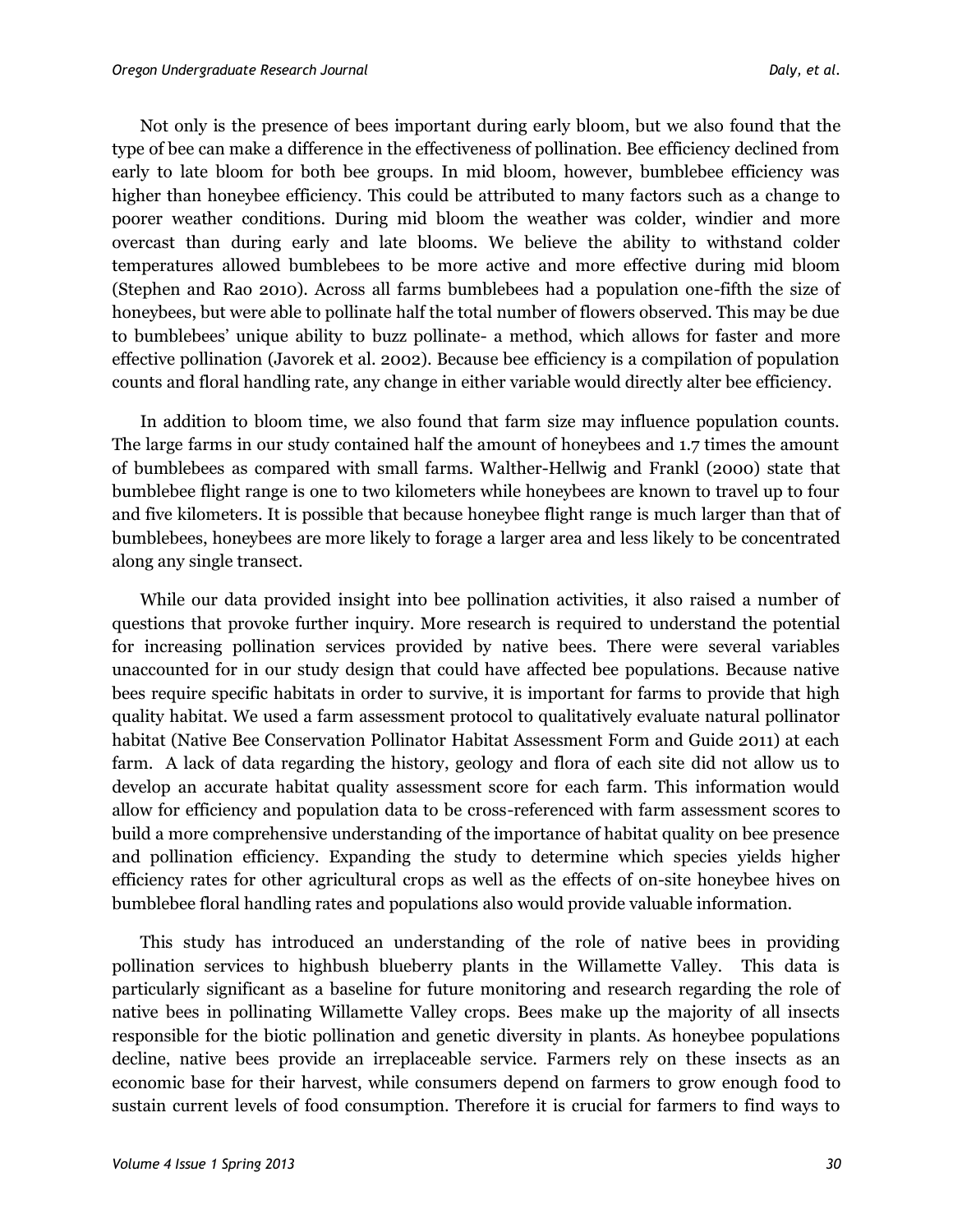Not only is the presence of bees important during early bloom, but we also found that the type of bee can make a difference in the effectiveness of pollination. Bee efficiency declined from early to late bloom for both bee groups. In mid bloom, however, bumblebee efficiency was higher than honeybee efficiency. This could be attributed to many factors such as a change to poorer weather conditions. During mid bloom the weather was colder, windier and more overcast than during early and late blooms. We believe the ability to withstand colder temperatures allowed bumblebees to be more active and more effective during mid bloom (Stephen and Rao 2010). Across all farms bumblebees had a population one-fifth the size of honeybees, but were able to pollinate half the total number of flowers observed. This may be due to bumblebees' unique ability to buzz pollinate- a method, which allows for faster and more effective pollination (Javorek et al. 2002). Because bee efficiency is a compilation of population counts and floral handling rate, any change in either variable would directly alter bee efficiency.

In addition to bloom time, we also found that farm size may influence population counts. The large farms in our study contained half the amount of honeybees and 1.7 times the amount of bumblebees as compared with small farms. Walther-Hellwig and Frankl (2000) state that bumblebee flight range is one to two kilometers while honeybees are known to travel up to four and five kilometers. It is possible that because honeybee flight range is much larger than that of bumblebees, honeybees are more likely to forage a larger area and less likely to be concentrated along any single transect.

While our data provided insight into bee pollination activities, it also raised a number of questions that provoke further inquiry. More research is required to understand the potential for increasing pollination services provided by native bees. There were several variables unaccounted for in our study design that could have affected bee populations. Because native bees require specific habitats in order to survive, it is important for farms to provide that high quality habitat. We used a farm assessment protocol to qualitatively evaluate natural pollinator habitat (Native Bee Conservation Pollinator Habitat Assessment Form and Guide 2011) at each farm. A lack of data regarding the history, geology and flora of each site did not allow us to develop an accurate habitat quality assessment score for each farm. This information would allow for efficiency and population data to be cross-referenced with farm assessment scores to build a more comprehensive understanding of the importance of habitat quality on bee presence and pollination efficiency. Expanding the study to determine which species yields higher efficiency rates for other agricultural crops as well as the effects of on-site honeybee hives on bumblebee floral handling rates and populations also would provide valuable information.

This study has introduced an understanding of the role of native bees in providing pollination services to highbush blueberry plants in the Willamette Valley. This data is particularly significant as a baseline for future monitoring and research regarding the role of native bees in pollinating Willamette Valley crops. Bees make up the majority of all insects responsible for the biotic pollination and genetic diversity in plants. As honeybee populations decline, native bees provide an irreplaceable service. Farmers rely on these insects as an economic base for their harvest, while consumers depend on farmers to grow enough food to sustain current levels of food consumption. Therefore it is crucial for farmers to find ways to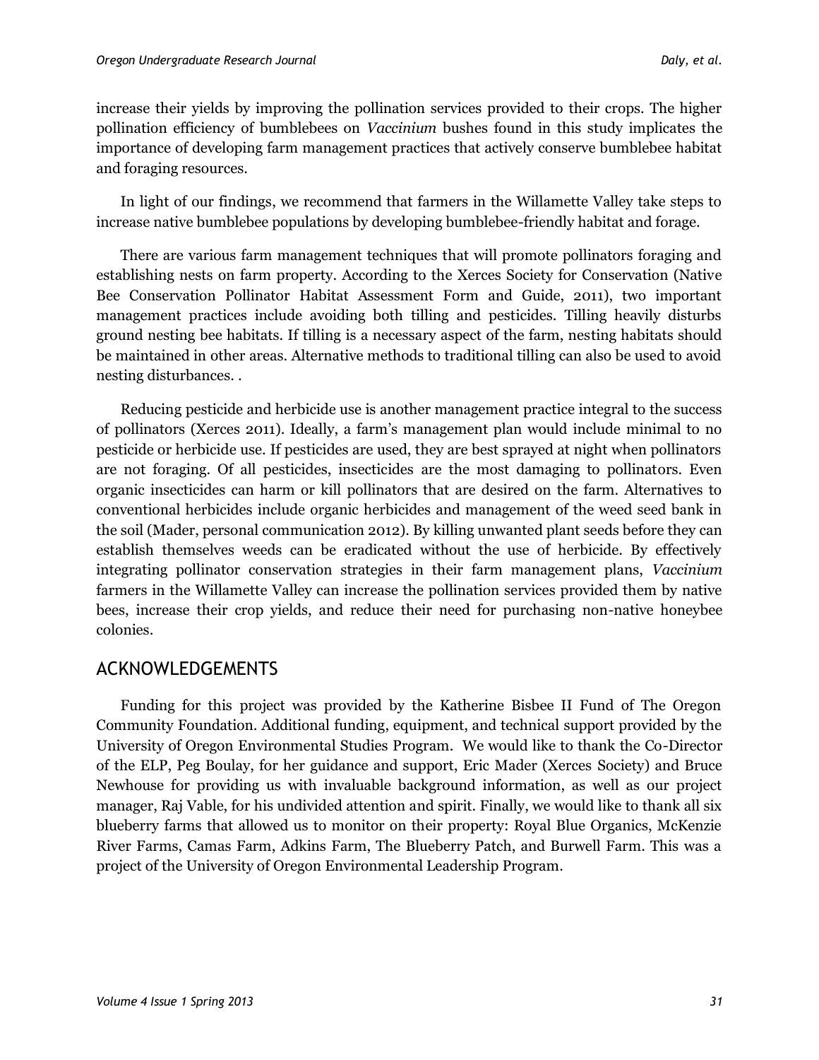increase their yields by improving the pollination services provided to their crops. The higher pollination efficiency of bumblebees on *Vaccinium* bushes found in this study implicates the importance of developing farm management practices that actively conserve bumblebee habitat and foraging resources.

In light of our findings, we recommend that farmers in the Willamette Valley take steps to increase native bumblebee populations by developing bumblebee-friendly habitat and forage.

There are various farm management techniques that will promote pollinators foraging and establishing nests on farm property. According to the Xerces Society for Conservation (Native Bee Conservation Pollinator Habitat Assessment Form and Guide, 2011), two important management practices include avoiding both tilling and pesticides. Tilling heavily disturbs ground nesting bee habitats. If tilling is a necessary aspect of the farm, nesting habitats should be maintained in other areas. Alternative methods to traditional tilling can also be used to avoid nesting disturbances. .

Reducing pesticide and herbicide use is another management practice integral to the success of pollinators (Xerces 2011). Ideally, a farm's management plan would include minimal to no pesticide or herbicide use. If pesticides are used, they are best sprayed at night when pollinators are not foraging. Of all pesticides, insecticides are the most damaging to pollinators. Even organic insecticides can harm or kill pollinators that are desired on the farm. Alternatives to conventional herbicides include organic herbicides and management of the weed seed bank in the soil (Mader, personal communication 2012). By killing unwanted plant seeds before they can establish themselves weeds can be eradicated without the use of herbicide. By effectively integrating pollinator conservation strategies in their farm management plans, *Vaccinium* farmers in the Willamette Valley can increase the pollination services provided them by native bees, increase their crop yields, and reduce their need for purchasing non-native honeybee colonies.

## ACKNOWLEDGEMENTS

Funding for this project was provided by the Katherine Bisbee II Fund of The Oregon Community Foundation. Additional funding, equipment, and technical support provided by the University of Oregon Environmental Studies Program. We would like to thank the Co-Director of the ELP, Peg Boulay, for her guidance and support, Eric Mader (Xerces Society) and Bruce Newhouse for providing us with invaluable background information, as well as our project manager, Raj Vable, for his undivided attention and spirit. Finally, we would like to thank all six blueberry farms that allowed us to monitor on their property: Royal Blue Organics, McKenzie River Farms, Camas Farm, Adkins Farm, The Blueberry Patch, and Burwell Farm. This was a project of the University of Oregon Environmental Leadership Program.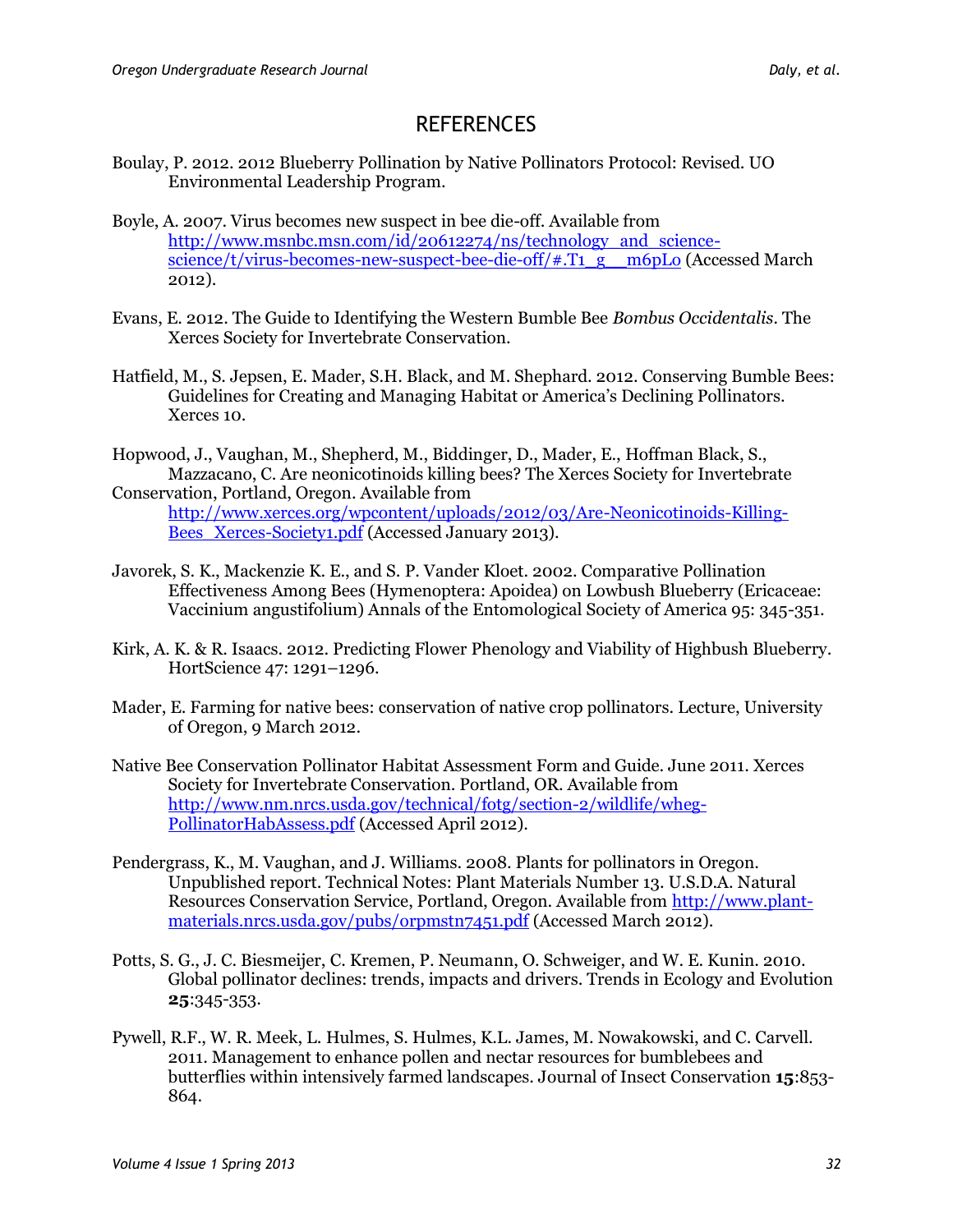# REFERENCES

Boulay, P. 2012. 2012 Blueberry Pollination by Native Pollinators Protocol: Revised. UO Environmental Leadership Program.

Boyle, A. 2007. Virus becomes new suspect in bee die-off. Available from http://www.msnbc.msn.com/id/20612274/ns/technology_and_science-science/t/virus-becomes-new-suspect-bee-die-off/#.T1_g__m6pLo (Accessed March 2012).

Evans, E. 2012. The Guide to Identifying the Western Bumble Bee *Bombus Occidentalis*. The Xerces Society for Invertebrate Conservation.

Hatfield, M., S. Jepsen, E. Mader, S.H. Black, and M. Shephard. 2012. Conserving Bumble Bees: Guidelines for Creating and Managing Habitat or America's Declining Pollinators. Xerces 10.

Hopwood, J., Vaughan, M., Shepherd, M., Biddinger, D., Mader, E., Hoffman Black, S., Mazzacano, C. Are neonicotinoids killing bees? The Xerces Society for Invertebrate Conservation, Portland, Oregon. Available from http://www.xerces.org/wpcontent/uploads/2012/03/Are-Neonicotinoids-Killing-Bees_Xerces-Society1.pdf (Accessed January 2013).

Javorek, S. K., Mackenzie K. E., and S. P. Vander Kloet. 2002. Comparative Pollination Effectiveness Among Bees (Hymenoptera: Apoidea) on Lowbush Blueberry (Ericaceae: Vaccinium angustifolium) Annals of the Entomological Society of America 95: 345-351.

Kirk, A. K. & R. Isaacs. 2012. Predicting Flower Phenology and Viability of Highbush Blueberry. HortScience 47: 1291–1296.

Mader, E. Farming for native bees: conservation of native crop pollinators. Lecture, University of Oregon, 9 March 2012.

Native Bee Conservation Pollinator Habitat Assessment Form and Guide. June 2011. Xerces Society for Invertebrate Conservation. Portland, OR. Available from http://www.nm.nrcs.usda.gov/technical/fotg/section-2/wildlife/wheg-PollinatorHabAssess.pdf (Accessed April 2012).

Pendergrass, K., M. Vaughan, and J. Williams. 2008. Plants for pollinators in Oregon. Unpublished report. Technical Notes: Plant Materials Number 13. U.S.D.A. Natural Resources Conservation Service, Portland, Oregon. Available from http://www.plant-materials.nrcs.usda.gov/pubs/orpmstn7451.pdf (Accessed March 2012).

Potts, S. G., J. C. Biesmeijer, C. Kremen, P. Neumann, O. Schweiger, and W. E. Kunin. 2010. Global pollinator declines: trends, impacts and drivers. Trends in Ecology and Evolution **25**:345-353.

Pywell, R.F., W. R. Meek, L. Hulmes, S. Hulmes, K.L. James, M. Nowakowski, and C. Carvell. 2011. Management to enhance pollen and nectar resources for bumblebees and butterflies within intensively farmed landscapes. Journal of Insect Conservation **15**:853-864.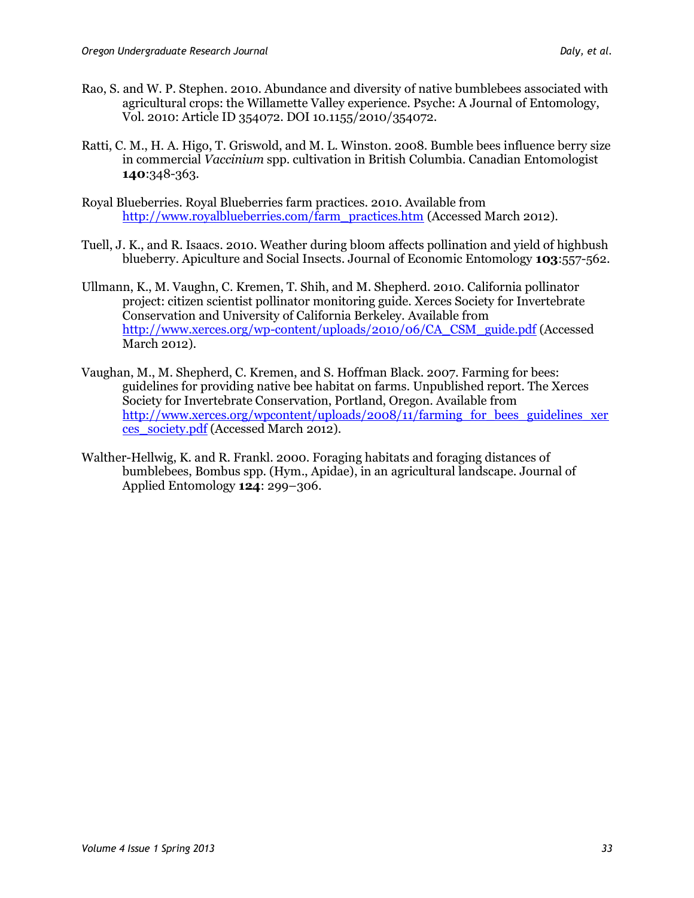Rao, S. and W. P. Stephen. 2010. Abundance and diversity of native bumblebees associated with agricultural crops: the Willamette Valley experience. Psyche: A Journal of Entomology, Vol. 2010: Article ID 354072. DOI 10.1155/2010/354072.

Ratti, C. M., H. A. Higo, T. Griswold, and M. L. Winston. 2008. Bumble bees influence berry size in commercial *Vaccinium* spp. cultivation in British Columbia. Canadian Entomologist **140**:348-363.

Royal Blueberries. Royal Blueberries farm practices. 2010. Available from http://www.royalblueberries.com/farm_practices.htm (Accessed March 2012).

Tuell, J. K., and R. Isaacs. 2010. Weather during bloom affects pollination and yield of highbush blueberry. Apiculture and Social Insects. Journal of Economic Entomology **103**:557-562.

Ullmann, K., M. Vaughn, C. Kremen, T. Shih, and M. Shepherd. 2010. California pollinator project: citizen scientist pollinator monitoring guide. Xerces Society for Invertebrate Conservation and University of California Berkeley. Available from http://www.xerces.org/wp-content/uploads/2010/06/CA_CSM_guide.pdf (Accessed March 2012).

Vaughan, M., M. Shepherd, C. Kremen, and S. Hoffman Black. 2007. Farming for bees: guidelines for providing native bee habitat on farms. Unpublished report. The Xerces Society for Invertebrate Conservation, Portland, Oregon. Available from http://www.xerces.org/wpcontent/uploads/2008/11/farming_for_bees_guidelines_xerces_society.pdf (Accessed March 2012).

Walther-Hellwig, K. and R. Frankl. 2000. Foraging habitats and foraging distances of bumblebees, Bombus spp. (Hym., Apidae), in an agricultural landscape. Journal of Applied Entomology **124**: 299–306.